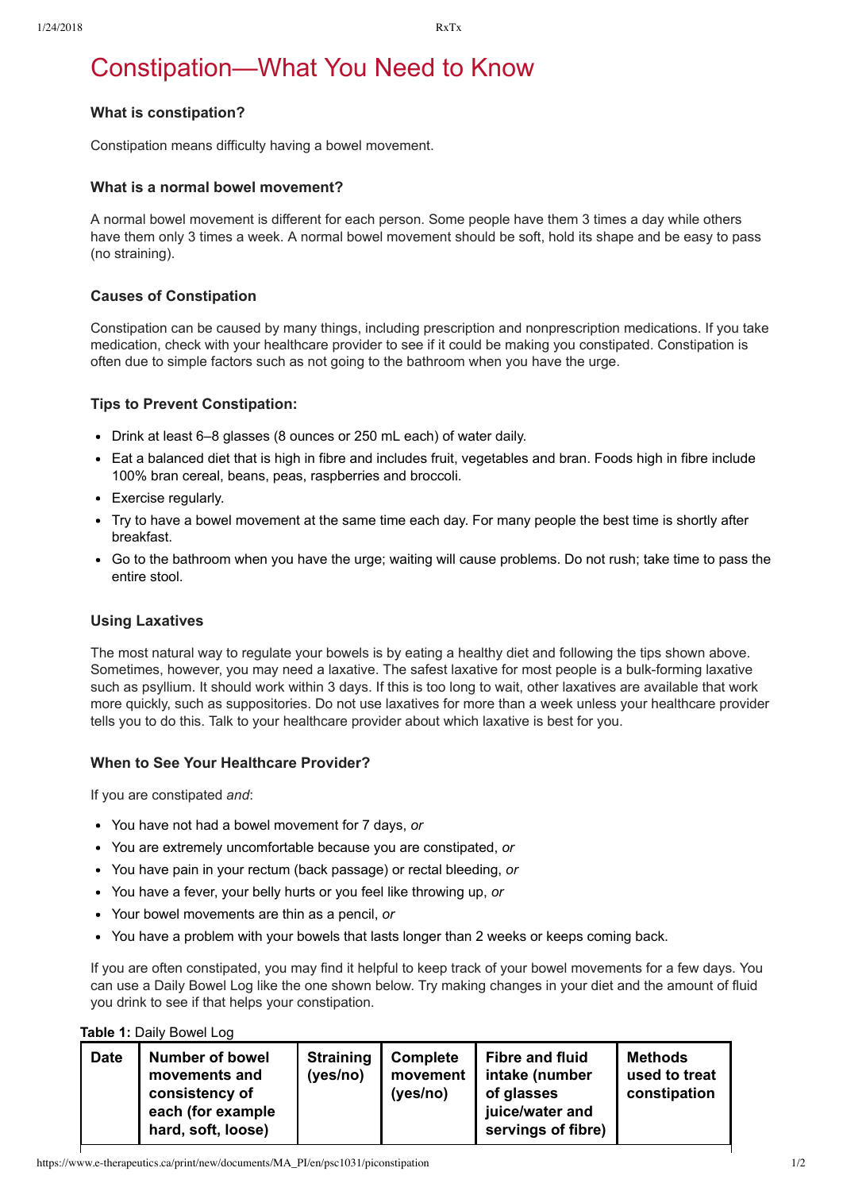# Constipation—What You Need to Know

### What is constipation?

Constipation means difficulty having a bowel movement.

### What is a normal bowel movement?

A normal bowel movement is different for each person. Some people have them 3 times a day while others have them only 3 times a week. A normal bowel movement should be soft, hold its shape and be easy to pass (no straining).

### Causes of Constipation

Constipation can be caused by many things, including prescription and nonprescription medications. If you take medication, check with your healthcare provider to see if it could be making you constipated. Constipation is often due to simple factors such as not going to the bathroom when you have the urge.

### Tips to Prevent Constipation:

- Drink at least 6–8 glasses (8 ounces or 250 mL each) of water daily.
- Eat a balanced diet that is high in fibre and includes fruit, vegetables and bran. Foods high in fibre include 100% bran cereal, beans, peas, raspberries and broccoli.
- Exercise regularly.
- Try to have a bowel movement at the same time each day. For many people the best time is shortly after breakfast.
- Go to the bathroom when you have the urge; waiting will cause problems. Do not rush; take time to pass the entire stool.

### Using Laxatives

The most natural way to regulate your bowels is by eating a healthy diet and following the tips shown above. Sometimes, however, you may need a laxative. The safest laxative for most people is a bulk-forming laxative such as psyllium. It should work within 3 days. If this is too long to wait, other laxatives are available that work more quickly, such as suppositories. Do not use laxatives for more than a week unless your healthcare provider tells you to do this. Talk to your healthcare provider about which laxative is best for you.

### When to See Your Healthcare Provider?

If you are constipated *and*:

- You have not had a bowel movement for 7 days, *or*
- You are extremely uncomfortable because you are constipated, *or*
- You have pain in your rectum (back passage) or rectal bleeding, *or*
- You have a fever, your belly hurts or you feel like throwing up, *or*
- Your bowel movements are thin as a pencil, *or*
- You have a problem with your bowels that lasts longer than 2 weeks or keeps coming back.

If you are often constipated, you may find it helpful to keep track of your bowel movements for a few days. You can use a Daily Bowel Log like the one shown below. Try making changes in your diet and the amount of fluid you drink to see if that helps your constipation.

**Table 1:** Daily Bowel Log

| Date | Number of bowel movements and consistency of each (for example hard, soft, loose) | Straining (yes/no) | Complete movement (yes/no) | Fibre and fluid intake (number of glasses juice/water and servings of fibre) | Methods used to treat constipation |
|---|---|---|---|---|---|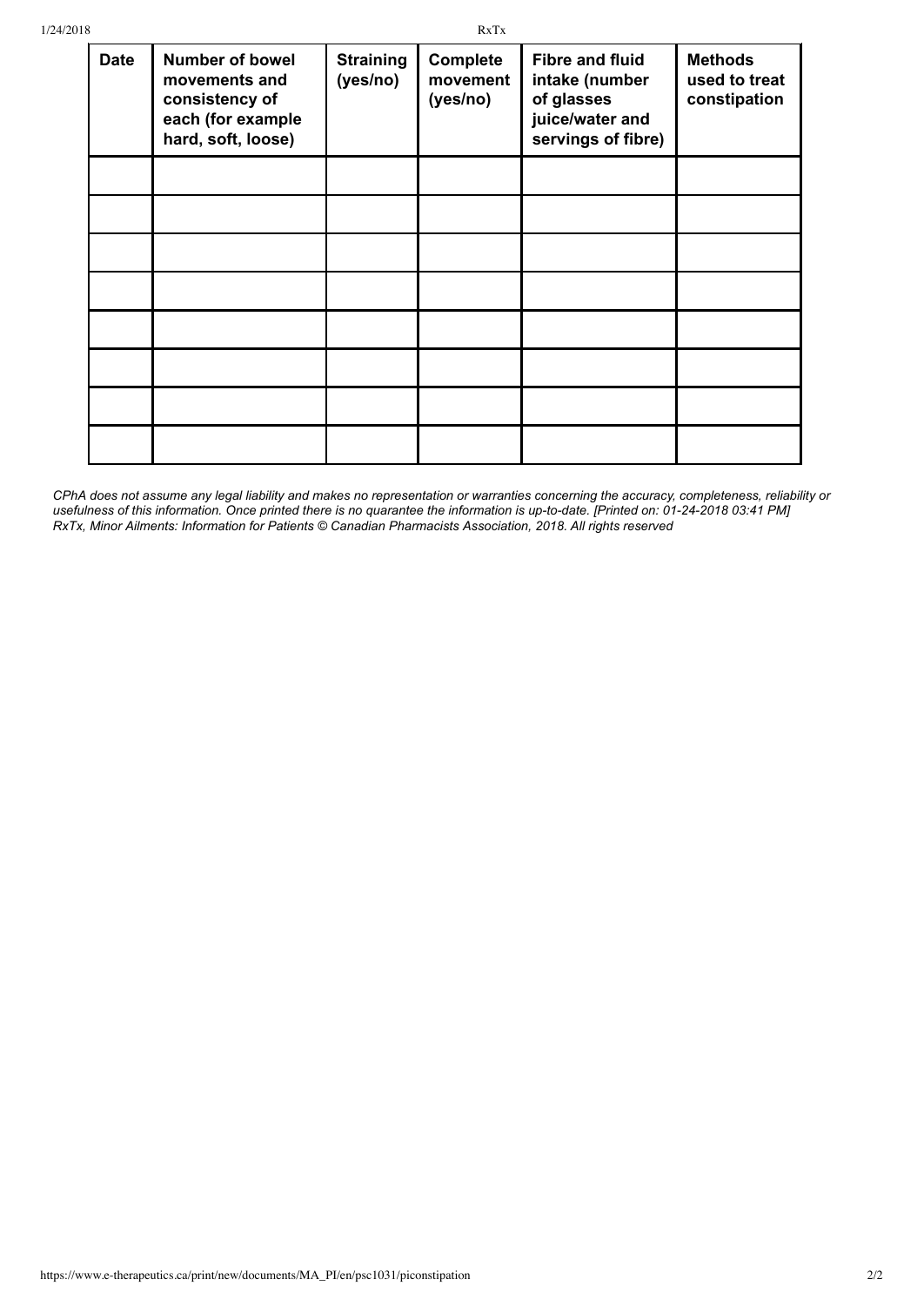| Date | Number of bowel movements and consistency of each (for example hard, soft, loose) | Straining (yes/no) | Complete movement (yes/no) | Fibre and fluid intake (number of glasses juice/water and servings of fibre) | Methods used to treat constipation |
|---|---|---|---|---|---|
| | | | | | |
| | | | | | |
| | | | | | |
| | | | | | |
| | | | | | |
| | | | | | |
| | | | | | |
| | | | | | |

*CPhA does not assume any legal liability and makes no representation or warranties concerning the accuracy, completeness, reliability or usefulness of this information. Once printed there is no guarantee the information is up-to-date. [Printed on: 01-24-2018 03:41 PM] RxTx, Minor Ailments: Information for Patients © Canadian Pharmacists Association, 2018. All rights reserved*